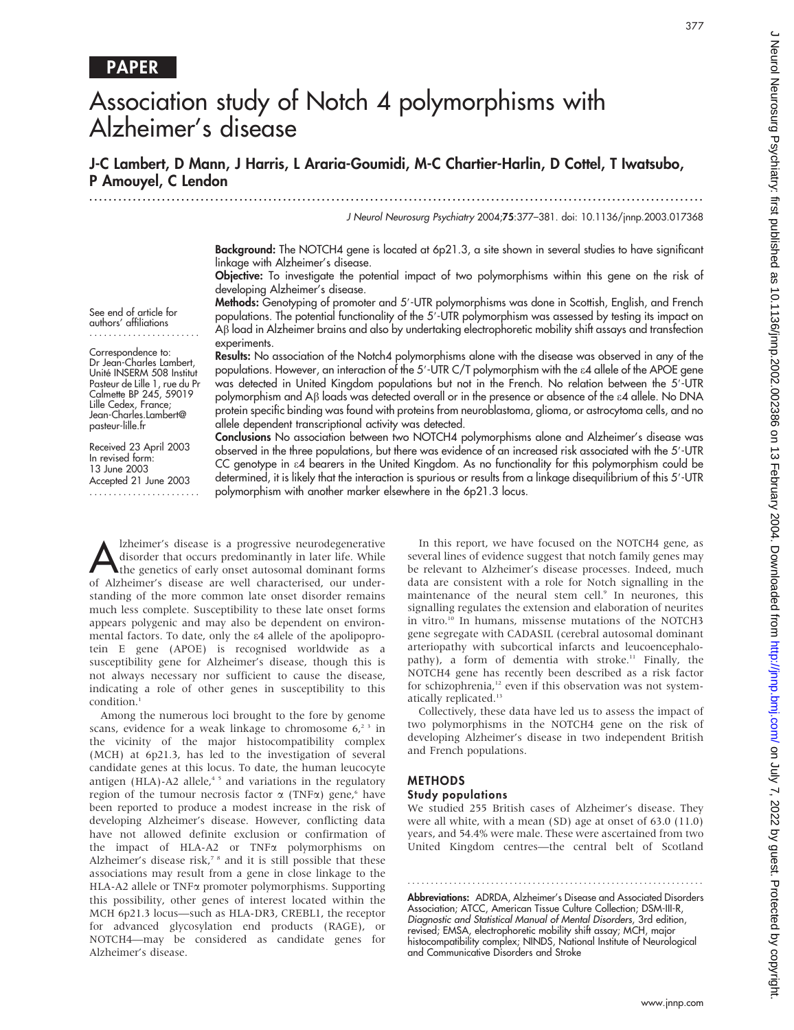# PAPER

# Association study of Notch 4 polymorphisms with Alzheimer's disease

**J-C Lambert, D Mann, J Harris, L Araria-Goumidi, M-C Chartier-Harlin, D Cottel, T Iwatsubo, P Amouyel, C Lendon**

See end of article for authors' affiliations

Correspondence to: Dr Jean-Charles Lambert, Unité INSERM 508 Institut Pasteur de Lille 1, rue du Pr Calmette BP 245, 59019 Lille Cedex, France; Jean-Charles.Lambert@pasteur-lille.fr

Received 23 April 2003
In revised form: 13 June 2003
Accepted 21 June 2003

**Background:** The NOTCH4 gene is located at 6p21.3, a site shown in several studies to have significant linkage with Alzheimer's disease.

**Objective:** To investigate the potential impact of two polymorphisms within this gene on the risk of developing Alzheimer's disease.

**Methods:** Genotyping of promoter and 5′-UTR polymorphisms was done in Scottish, English, and French populations. The potential functionality of the 5′-UTR polymorphism was assessed by testing its impact on Aβ load in Alzheimer brains and also by undertaking electrophoretic mobility shift assays and transfection experiments.

**Results:** No association of the Notch4 polymorphisms alone with the disease was observed in any of the populations. However, an interaction of the 5′-UTR C/T polymorphism with the ε4 allele of the APOE gene was detected in United Kingdom populations but not in the French. No relation between the 5′-UTR polymorphism and Aβ loads was detected overall or in the presence or absence of the ε4 allele. No DNA protein specific binding was found with proteins from neuroblastoma, glioma, or astrocytoma cells, and no allele dependent transcriptional activity was detected.

**Conclusions** No association between two NOTCH4 polymorphisms alone and Alzheimer's disease was observed in the three populations, but there was evidence of an increased risk associated with the 5′-UTR CC genotype in ε4 bearers in the United Kingdom. As no functionality for this polymorphism could be determined, it is likely that the interaction is spurious or results from a linkage disequilibrium of this 5′-UTR polymorphism with another marker elsewhere in the 6p21.3 locus.

Alzheimer's disease is a progressive neurodegenerative disorder that occurs predominantly in later life. While the genetics of early onset autosomal dominant forms of Alzheimer's disease are well characterised, our understanding of the more common late onset disorder remains much less complete. Susceptibility to these late onset forms appears polygenic and may also be dependent on environmental factors. To date, only the ε4 allele of the apolipoprotein E gene (APOE) is recognised worldwide as a susceptibility gene for Alzheimer's disease, though this is not always necessary nor sufficient to cause the disease, indicating a role of other genes in susceptibility to this condition.[1]

Among the numerous loci brought to the fore by genome scans, evidence for a weak linkage to chromosome 6,[2 3] in the vicinity of the major histocompatibility complex (MCH) at 6p21.3, has led to the investigation of several candidate genes at this locus. To date, the human leucocyte antigen (HLA)-A2 allele,[4 5] and variations in the regulatory region of the tumour necrosis factor α (TNFα) gene,[6] have been reported to produce a modest increase in the risk of developing Alzheimer's disease. However, conflicting data have not allowed definite exclusion or confirmation of the impact of HLA-A2 or TNFα polymorphisms on Alzheimer's disease risk,[7 8] and it is still possible that these associations may result from a gene in close linkage to the HLA-A2 allele or TNFα promoter polymorphisms. Supporting this possibility, other genes of interest located within the MCH 6p21.3 locus—such as HLA-DR3, CREBL1, the receptor for advanced glycosylation end products (RAGE), or NOTCH4—may be considered as candidate genes for Alzheimer's disease.

In this report, we have focused on the NOTCH4 gene, as several lines of evidence suggest that notch family genes may be relevant to Alzheimer's disease processes. Indeed, much data are consistent with a role for Notch signalling in the maintenance of the neural stem cell.[9] In neurones, this signalling regulates the extension and elaboration of neurites in vitro.[10] In humans, missense mutations of the NOTCH3 gene segregate with CADASIL (cerebral autosomal dominant arteriopathy with subcortical infarcts and leucoencephalopathy), a form of dementia with stroke.[11] Finally, the NOTCH4 gene has recently been described as a risk factor for schizophrenia,[12] even if this observation was not systematically replicated.[13]

Collectively, these data have led us to assess the impact of two polymorphisms in the NOTCH4 gene on the risk of developing Alzheimer's disease in two independent British and French populations.

## METHODS

### Study populations

We studied 255 British cases of Alzheimer's disease. They were all white, with a mean (SD) age at onset of 63.0 (11.0) years, and 54.4% were male. These were ascertained from two United Kingdom centres—the central belt of Scotland

**Abbreviations:** ADRDA, Alzheimer's Disease and Associated Disorders Association; ATCC, American Tissue Culture Collection; DSM-III-R, *Diagnostic and Statistical Manual of Mental Disorders*, 3rd edition, revised; EMSA, electrophoretic mobility shift assay; MCH, major histocompatibility complex; NINDS, National Institute of Neurological and Communicative Disorders and Stroke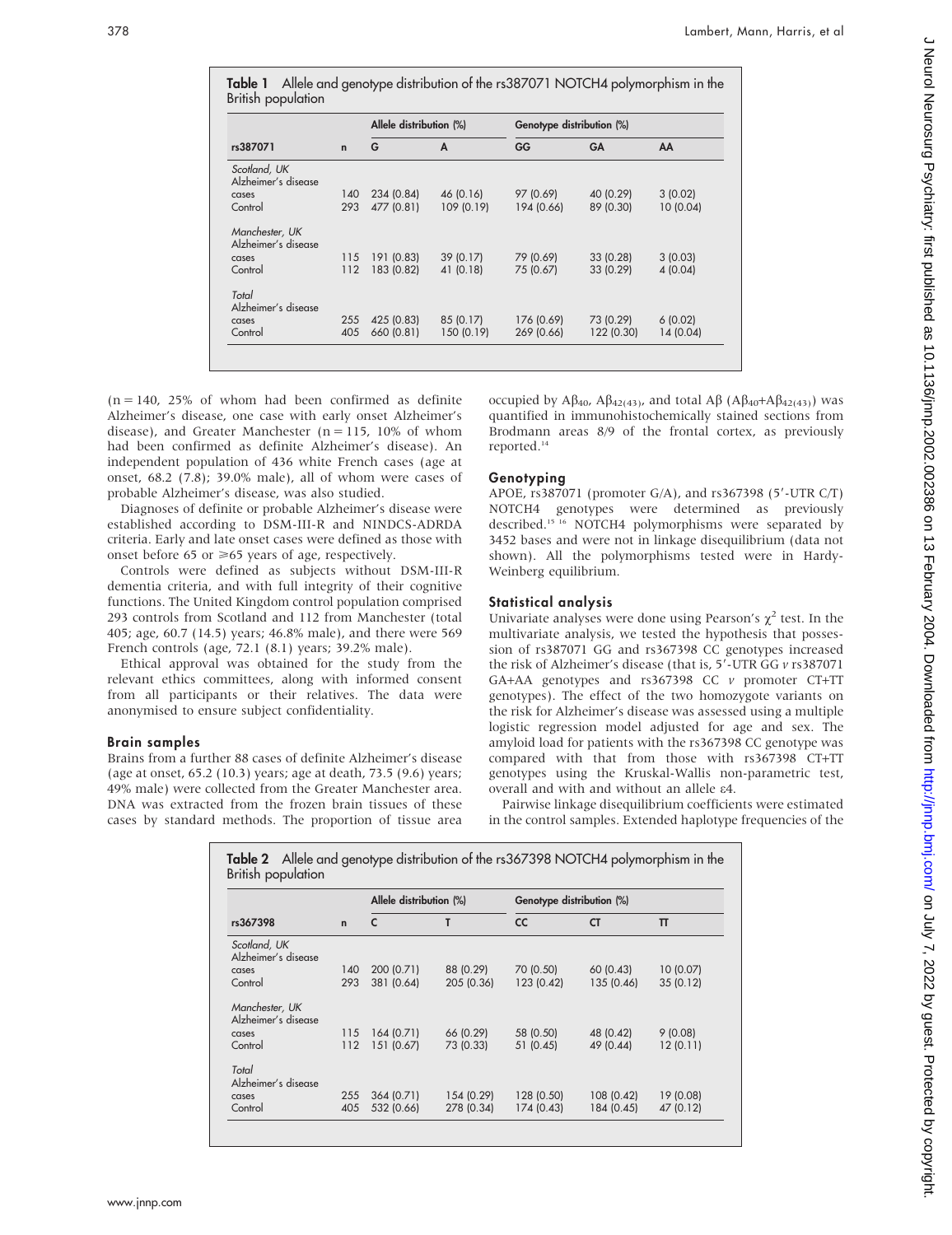**Table 1** Allele and genotype distribution of the rs387071 NOTCH4 polymorphism in the British population

| rs387071 | n | Allele distribution (%) | | Genotype distribution (%) | | |
|---|---|---|---|---|---|---|
| | | G | A | GG | GA | AA |
| *Scotland, UK* | | | | | | |
| Alzheimer's disease cases | 140 | 234 (0.84) | 46 (0.16) | 97 (0.69) | 40 (0.29) | 3 (0.02) |
| Control | 293 | 477 (0.81) | 109 (0.19) | 194 (0.66) | 89 (0.30) | 10 (0.04) |
| *Manchester, UK* | | | | | | |
| Alzheimer's disease cases | 115 | 191 (0.83) | 39 (0.17) | 79 (0.69) | 33 (0.28) | 3 (0.03) |
| Control | 112 | 183 (0.82) | 41 (0.18) | 75 (0.67) | 33 (0.29) | 4 (0.04) |
| *Total* | | | | | | |
| Alzheimer's disease cases | 255 | 425 (0.83) | 85 (0.17) | 176 (0.69) | 73 (0.29) | 6 (0.02) |
| Control | 405 | 660 (0.81) | 150 (0.19) | 269 (0.66) | 122 (0.30) | 14 (0.04) |

(n = 140, 25% of whom had been confirmed as definite Alzheimer's disease, one case with early onset Alzheimer's disease), and Greater Manchester (n = 115, 10% of whom had been confirmed as definite Alzheimer's disease). An independent population of 436 white French cases (age at onset, 68.2 (7.8); 39.0% male), all of whom were cases of probable Alzheimer's disease, was also studied.

Diagnoses of definite or probable Alzheimer's disease were established according to DSM-III-R and NINDCS-ADRDA criteria. Early and late onset cases were defined as those with onset before 65 or ≥65 years of age, respectively.

Controls were defined as subjects without DSM-III-R dementia criteria, and with full integrity of their cognitive functions. The United Kingdom control population comprised 293 controls from Scotland and 112 from Manchester (total 405; age, 60.7 (14.5) years; 46.8% male), and there were 569 French controls (age, 72.1 (8.1) years; 39.2% male).

Ethical approval was obtained for the study from the relevant ethics committees, along with informed consent from all participants or their relatives. The data were anonymised to ensure subject confidentiality.

### Brain samples

Brains from a further 88 cases of definite Alzheimer's disease (age at onset, 65.2 (10.3) years; age at death, 73.5 (9.6) years; 49% male) were collected from the Greater Manchester area. DNA was extracted from the frozen brain tissues of these cases by standard methods. The proportion of tissue area occupied by $A\beta_{40}$, $A\beta_{42(43)}$, and total $A\beta$ ($A\beta_{40}$+$A\beta_{42(43)}$) was quantified in immunohistochemically stained sections from Brodmann areas 8/9 of the frontal cortex, as previously reported.[14]

### Genotyping

APOE, rs387071 (promoter G/A), and rs367398 (5′-UTR C/T) NOTCH4 genotypes were determined as previously described.[15 16] NOTCH4 polymorphisms were separated by 3452 bases and were not in linkage disequilibrium (data not shown). All the polymorphisms tested were in Hardy-Weinberg equilibrium.

### Statistical analysis

Univariate analyses were done using Pearson's $\chi^2$ test. In the multivariate analysis, we tested the hypothesis that possession of rs387071 GG and rs367398 CC genotypes increased the risk of Alzheimer's disease (that is, 5′-UTR GG *v* rs387071 GA+AA genotypes and rs367398 CC *v* promoter CT+TT genotypes). The effect of the two homozygote variants on the risk for Alzheimer's disease was assessed using a multiple logistic regression model adjusted for age and sex. The amyloid load for patients with the rs367398 CC genotype was compared with that from those with rs367398 CT+TT genotypes using the Kruskal-Wallis non-parametric test, overall and with and without an allele ε4.

Pairwise linkage disequilibrium coefficients were estimated in the control samples. Extended haplotype frequencies of the

**Table 2** Allele and genotype distribution of the rs367398 NOTCH4 polymorphism in the British population

| rs367398 | n | Allele distribution (%) | | Genotype distribution (%) | | |
|---|---|---|---|---|---|---|
| | | C | T | CC | CT | TT |
| *Scotland, UK* | | | | | | |
| Alzheimer's disease cases | 140 | 200 (0.71) | 88 (0.29) | 70 (0.50) | 60 (0.43) | 10 (0.07) |
| Control | 293 | 381 (0.64) | 205 (0.36) | 123 (0.42) | 135 (0.46) | 35 (0.12) |
| *Manchester, UK* | | | | | | |
| Alzheimer's disease cases | 115 | 164 (0.71) | 66 (0.29) | 58 (0.50) | 48 (0.42) | 9 (0.08) |
| Control | 112 | 151 (0.67) | 73 (0.33) | 51 (0.45) | 49 (0.44) | 12 (0.11) |
| *Total* | | | | | | |
| Alzheimer's disease cases | 255 | 364 (0.71) | 154 (0.29) | 128 (0.50) | 108 (0.42) | 19 (0.08) |
| Control | 405 | 532 (0.66) | 278 (0.34) | 174 (0.43) | 184 (0.45) | 47 (0.12) |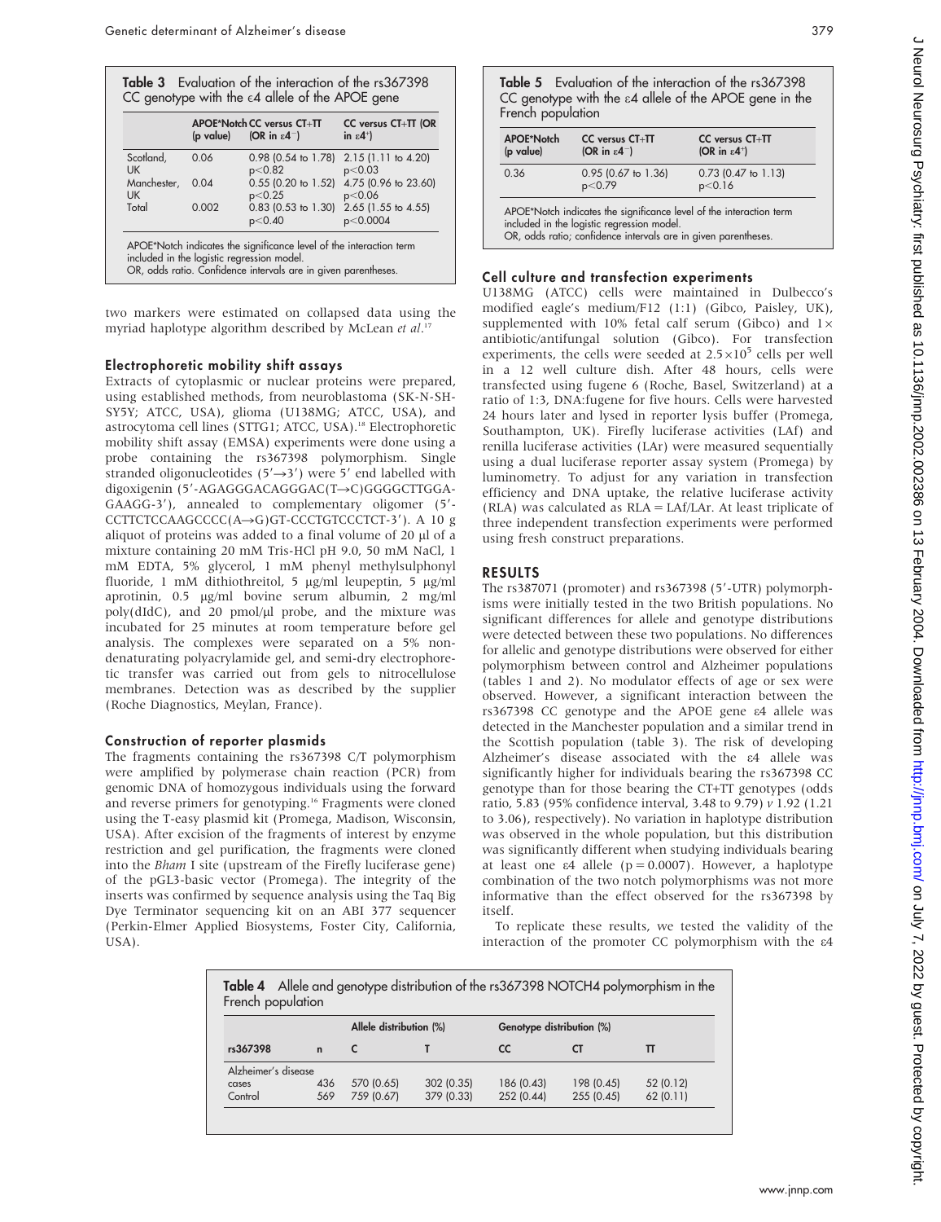**Table 3** Evaluation of the interaction of the rs367398 CC genotype with the ε4 allele of the APOE gene

| | APOE*Notch (p value) | CC versus CT+TT (OR in ε4⁻) | CC versus CT+TT (OR in ε4⁺) |
|---|---|---|---|
| Scotland, UK | 0.06 | 0.98 (0.54 to 1.78) p<0.82 | 2.15 (1.11 to 4.20) p<0.03 |
| Manchester, UK | 0.04 | 0.55 (0.20 to 1.52) p<0.25 | 4.75 (0.96 to 23.60) p<0.06 |
| Total | 0.002 | 0.83 (0.53 to 1.30) p<0.40 | 2.65 (1.55 to 4.55) p<0.0004 |

APOE*Notch indicates the significance level of the interaction term included in the logistic regression model.
OR, odds ratio. Confidence intervals are in given parentheses.

two markers were estimated on collapsed data using the myriad haplotype algorithm described by McLean *et al*.[17]

### Electrophoretic mobility shift assays

Extracts of cytoplasmic or nuclear proteins were prepared, using established methods, from neuroblastoma (SK-N-SH-SY5Y; ATCC, USA), glioma (U138MG; ATCC, USA), and astrocytoma cell lines (STTG1; ATCC, USA).[18] Electrophoretic mobility shift assay (EMSA) experiments were done using a probe containing the rs367398 polymorphism. Single stranded oligonucleotides (5′→3′) were 5′ end labelled with digoxigenin (5′-AGAGGGACAGGGAC(T→C)GGGGCTTGGA-GAAGG-3′), annealed to complementary oligomer (5′-CCTTCTCCAAGCCCC(A→G)GT-CCCTGTCCCTCT-3′). A 10 g aliquot of proteins was added to a final volume of 20 µl of a mixture containing 20 mM Tris-HCl pH 9.0, 50 mM NaCl, 1 mM EDTA, 5% glycerol, 1 mM phenyl methylsulphonyl fluoride, 1 mM dithiothreitol, 5 µg/ml leupeptin, 5 µg/ml aprotinin, 0.5 µg/ml bovine serum albumin, 2 mg/ml poly(dIdC), and 20 pmol/µl probe, and the mixture was incubated for 25 minutes at room temperature before gel analysis. The complexes were separated on a 5% non-denaturating polyacrylamide gel, and semi-dry electrophoretic transfer was carried out from gels to nitrocellulose membranes. Detection was as described by the supplier (Roche Diagnostics, Meylan, France).

### Construction of reporter plasmids

The fragments containing the rs367398 C/T polymorphism were amplified by polymerase chain reaction (PCR) from genomic DNA of homozygous individuals using the forward and reverse primers for genotyping.[16] Fragments were cloned using the T-easy plasmid kit (Promega, Madison, Wisconsin, USA). After excision of the fragments of interest by enzyme restriction and gel purification, the fragments were cloned into the *Bham* I site (upstream of the Firefly luciferase gene) of the pGL3-basic vector (Promega). The integrity of the inserts was confirmed by sequence analysis using the Taq Big Dye Terminator sequencing kit on an ABI 377 sequencer (Perkin-Elmer Applied Biosystems, Foster City, California, USA).

**Table 5** Evaluation of the interaction of the rs367398 CC genotype with the ε4 allele of the APOE gene in the French population

| APOE*Notch (p value) | CC versus CT+TT (OR in ε4⁻) | CC versus CT+TT (OR in ε4⁺) |
|---|---|---|
| 0.36 | 0.95 (0.67 to 1.36) p<0.79 | 0.73 (0.47 to 1.13) p<0.16 |

APOE*Notch indicates the significance level of the interaction term included in the logistic regression model.
OR, odds ratio; confidence intervals are in given parentheses.

### Cell culture and transfection experiments

U138MG (ATCC) cells were maintained in Dulbecco's modified eagle's medium/F12 (1:1) (Gibco, Paisley, UK), supplemented with 10% fetal calf serum (Gibco) and 1× antibiotic/antifungal solution (Gibco). For transfection experiments, the cells were seeded at $2.5\times10^5$ cells per well in a 12 well culture dish. After 48 hours, cells were transfected using fugene 6 (Roche, Basel, Switzerland) at a ratio of 1:3, DNA:fugene for five hours. Cells were harvested 24 hours later and lysed in reporter lysis buffer (Promega, Southampton, UK). Firefly luciferase activities (LAf) and renilla luciferase activities (LAr) were measured sequentially using a dual luciferase reporter assay system (Promega) by luminometry. To adjust for any variation in transfection efficiency and DNA uptake, the relative luciferase activity (RLA) was calculated as RLA = LAf/LAr. At least triplicate of three independent transfection experiments were performed using fresh construct preparations.

## RESULTS

The rs387071 (promoter) and rs367398 (5′-UTR) polymorphisms were initially tested in the two British populations. No significant differences for allele and genotype distributions were detected between these two populations. No differences for allelic and genotype distributions were observed for either polymorphism between control and Alzheimer populations (tables 1 and 2). No modulator effects of age or sex were observed. However, a significant interaction between the rs367398 CC genotype and the APOE gene ε4 allele was detected in the Manchester population and a similar trend in the Scottish population (table 3). The risk of developing Alzheimer's disease associated with the ε4 allele was significantly higher for individuals bearing the rs367398 CC genotype than for those bearing the CT+TT genotypes (odds ratio, 5.83 (95% confidence interval, 3.48 to 9.79) *v* 1.92 (1.21 to 3.06), respectively). No variation in haplotype distribution was observed in the whole population, but this distribution was significantly different when studying individuals bearing at least one ε4 allele (p = 0.0007). However, a haplotype combination of the two notch polymorphisms was not more informative than the effect observed for the rs367398 by itself.

To replicate these results, we tested the validity of the interaction of the promoter CC polymorphism with the ε4

**Table 4** Allele and genotype distribution of the rs367398 NOTCH4 polymorphism in the French population

| | | Allele distribution (%) | | Genotype distribution (%) | | |
|---|---|---|---|---|---|---|
| rs367398 | n | C | T | CC | CT | TT |
| Alzheimer's disease cases | 436 | 570 (0.65) | 302 (0.35) | 186 (0.43) | 198 (0.45) | 52 (0.12) |
| Control | 569 | 759 (0.67) | 379 (0.33) | 252 (0.44) | 255 (0.45) | 62 (0.11) |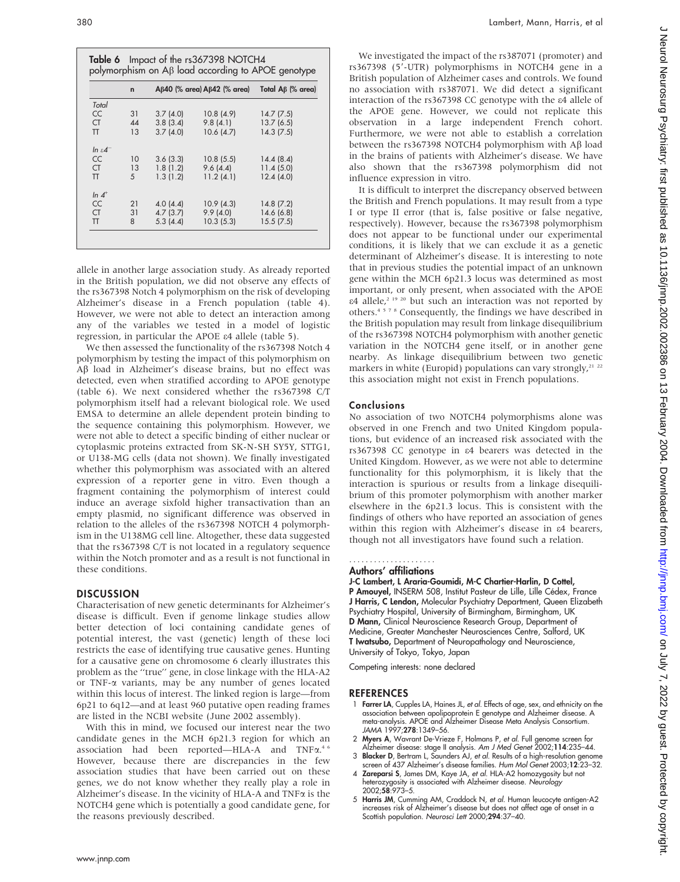**Table 6** Impact of the rs367398 NOTCH4 polymorphism on Aβ load according to APOE genotype

| | n | Aβ40 (% area) | Aβ42 (% area) | Total Aβ (% area) |
|---|---|---|---|---|
| *Total* | | | | |
| CC | 31 | 3.7 (4.0) | 10.8 (4.9) | 14.7 (7.5) |
| CT | 44 | 3.8 (3.4) | 9.8 (4.1) | 13.7 (6.5) |
| TT | 13 | 3.7 (4.0) | 10.6 (4.7) | 14.3 (7.5) |
| *In ε4⁻* | | | | |
| CC | 10 | 3.6 (3.3) | 10.8 (5.5) | 14.4 (8.4) |
| CT | 13 | 1.8 (1.2) | 9.6 (4.4) | 11.4 (5.0) |
| TT | 5 | 1.3 (1.2) | 11.2 (4.1) | 12.4 (4.0) |
| *In 4⁺* | | | | |
| CC | 21 | 4.0 (4.4) | 10.9 (4.3) | 14.8 (7.2) |
| CT | 31 | 4.7 (3.7) | 9.9 (4.0) | 14.6 (6.8) |
| TT | 8 | 5.3 (4.4) | 10.3 (5.3) | 15.5 (7.5) |

allele in another large association study. As already reported in the British population, we did not observe any effects of the rs367398 Notch 4 polymorphism on the risk of developing Alzheimer's disease in a French population (table 4). However, we were not able to detect an interaction among any of the variables we tested in a model of logistic regression, in particular the APOE ε4 allele (table 5).

We then assessed the functionality of the rs367398 Notch 4 polymorphism by testing the impact of this polymorphism on Aβ load in Alzheimer's disease brains, but no effect was detected, even when stratified according to APOE genotype (table 6). We next considered whether the rs367398 C/T polymorphism itself had a relevant biological role. We used EMSA to determine an allele dependent protein binding to the sequence containing this polymorphism. However, we were not able to detect a specific binding of either nuclear or cytoplasmic proteins extracted from SK-N-SH SY5Y, STTG1, or U138-MG cells (data not shown). We finally investigated whether this polymorphism was associated with an altered expression of a reporter gene in vitro. Even though a fragment containing the polymorphism of interest could induce an average sixfold higher transactivation than an empty plasmid, no significant difference was observed in relation to the alleles of the rs367398 NOTCH 4 polymorphism in the U138MG cell line. Altogether, these data suggested that the rs367398 C/T is not located in a regulatory sequence within the Notch promoter and as a result is not functional in these conditions.

## DISCUSSION

Characterisation of new genetic determinants for Alzheimer's disease is difficult. Even if genome linkage studies allow better detection of loci containing candidate genes of potential interest, the vast (genetic) length of these loci restricts the ease of identifying true causative genes. Hunting for a causative gene on chromosome 6 clearly illustrates this problem as the "true" gene, in close linkage with the HLA-A2 or TNF-α variants, may be any number of genes located within this locus of interest. The linked region is large—from 6p21 to 6q12—and at least 960 putative open reading frames are listed in the NCBI website (June 2002 assembly).

With this in mind, we focused our interest near the two candidate genes in the MCH 6p21.3 region for which an association had been reported—HLA-A and TNFα.[4 6] However, because there are discrepancies in the few association studies that have been carried out on these genes, we do not know whether they really play a role in Alzheimer's disease. In the vicinity of HLA-A and TNFα is the NOTCH4 gene which is potentially a good candidate gene, for the reasons previously described.

We investigated the impact of the rs387071 (promoter) and rs367398 (5′-UTR) polymorphisms in NOTCH4 gene in a British population of Alzheimer cases and controls. We found no association with rs387071. We did detect a significant interaction of the rs367398 CC genotype with the ε4 allele of the APOE gene. However, we could not replicate this observation in a large independent French cohort. Furthermore, we were not able to establish a correlation between the rs367398 NOTCH4 polymorphism with Aβ load in the brains of patients with Alzheimer's disease. We have also shown that the rs367398 polymorphism did not influence expression in vitro.

It is difficult to interpret the discrepancy observed between the British and French populations. It may result from a type I or type II error (that is, false positive or false negative, respectively). However, because the rs367398 polymorphism does not appear to be functional under our experimental conditions, it is likely that we can exclude it as a genetic determinant of Alzheimer's disease. It is interesting to note that in previous studies the potential impact of an unknown gene within the MCH 6p21.3 locus was determined as most important, or only present, when associated with the APOE ε4 allele,[2 19 20] but such an interaction was not reported by others.[4 5 7 8] Consequently, the findings we have described in the British population may result from linkage disequilibrium of the rs367398 NOTCH4 polymorphism with another genetic variation in the NOTCH4 gene itself, or in another gene nearby. As linkage disequilibrium between two genetic markers in white (Europid) populations can vary strongly,[21 22] this association might not exist in French populations.

### Conclusions

No association of two NOTCH4 polymorphisms alone was observed in one French and two United Kingdom populations, but evidence of an increased risk associated with the rs367398 CC genotype in ε4 bearers was detected in the United Kingdom. However, as we were not able to determine functionality for this polymorphism, it is likely that the interaction is spurious or results from a linkage disequilibrium of this promoter polymorphism with another marker elsewhere in the 6p21.3 locus. This is consistent with the findings of others who have reported an association of genes within this region with Alzheimer's disease in ε4 bearers, though not all investigators have found such a relation.

### Authors' affiliations

**J-C Lambert, L Araria-Goumidi, M-C Chartier-Harlin, D Cottel, P Amouyel,** INSERM 508, Institut Pasteur de Lille, Lille Cédex, France
**J Harris, C Lendon,** Molecular Psychiatry Department, Queen Elizabeth Psychiatry Hospital, University of Birmingham, Birmingham, UK
**D Mann,** Clinical Neuroscience Research Group, Department of Medicine, Greater Manchester Neurosciences Centre, Salford, UK
**T Iwatsubo,** Department of Neuropathology and Neuroscience, University of Tokyo, Tokyo, Japan

Competing interests: none declared

## REFERENCES

1. **Farrer LA**, Cupples LA, Haines JL, *et al*. Effects of age, sex, and ethnicity on the association between apolipoprotein E genotype and Alzheimer disease. A meta-analysis. APOE and Alzheimer Disease Meta Analysis Consortium. *JAMA* 1997;**278**:1349–56.
2. **Myers A**, Wavrant De-Vrieze F, Holmans P, *et al*. Full genome screen for Alzheimer disease: stage II analysis. *Am J Med Genet* 2002;**114**:235–44.
3. **Blacker D**, Bertram L, Saunders AJ, *et al*. Results of a high-resolution genome screen of 437 Alzheimer's disease families. *Hum Mol Genet* 2003;**12**:23–32.
4. **Zareparsi S**, James DM, Kaye JA, *et al*. HLA-A2 homozygosity but not heterozygosity is associated with Alzheimer disease. *Neurology* 2002;**58**:973–5.
5. **Harris JM**, Cumming AM, Craddock N, *et al*. Human leucocyte antigen-A2 increases risk of Alzheimer's disease but does not affect age of onset in a Scottish population. *Neurosci Lett* 2000;**294**:37–40.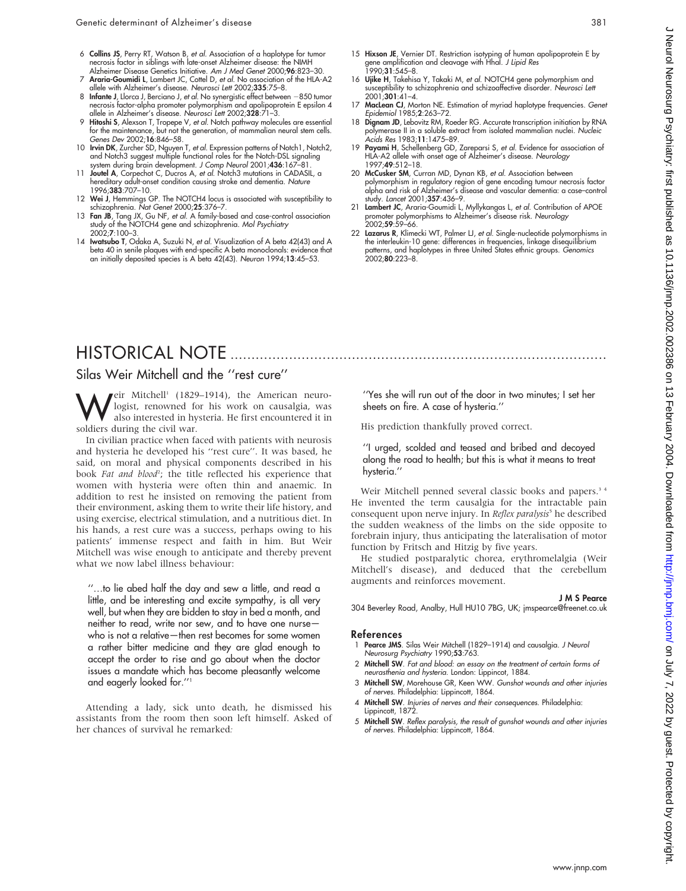6 **Collins JS**, Perry RT, Watson B, *et al*. Association of a haplotype for tumor necrosis factor in siblings with late-onset Alzheimer disease: the NIMH Alzheimer Disease Genetics Initiative. *Am J Med Genet* 2000;**96**:823–30.
7 **Araria-Goumidi L**, Lambert JC, Cottel D, *et al*. No association of the HLA-A2 allele with Alzheimer's disease. *Neurosci Lett* 2002;**335**:75–8.
8 **Infante J**, Llorca J, Berciano J, *et al*. No synergistic effect between −850 tumor necrosis factor-alpha promoter polymorphism and apolipoprotein E epsilon 4 allele in Alzheimer's disease. *Neurosci Lett* 2002;**328**:71–3.
9 **Hitoshi S**, Alexson T, Tropepe V, *et al*. Notch pathway molecules are essential for the maintenance, but not the generation, of mammalian neural stem cells. *Genes Dev* 2002;**16**:846–58.
10 **Irvin DK**, Zurcher SD, Nguyen T, *et al*. Expression patterns of Notch1, Notch2, and Notch3 suggest multiple functional roles for the Notch-DSL signaling system during brain development. *J Comp Neurol* 2001;**436**:167–81.
11 **Joutel A**, Corpechot C, Ducros A, *et al*. Notch3 mutations in CADASIL, a hereditary adult-onset condition causing stroke and dementia. *Nature* 1996;**383**:707–10.
12 **Wei J**, Hemmings GP. The NOTCH4 locus is associated with susceptibility to schizophrenia. *Nat Genet* 2000;**25**:376–7.
13 **Fan JB**, Tang JX, Gu NF, *et al*. A family-based and case-control association study of the NOTCH4 gene and schizophrenia. *Mol Psychiatry* 2002;**7**:100–3.
14 **Iwatsubo T**, Odaka A, Suzuki N, *et al*. Visualization of A beta 42(43) and A beta 40 in senile plaques with end-specific A beta monoclonals: evidence that an initially deposited species is A beta 42(43). *Neuron* 1994;**13**:45–53.
15 **Hixson JE**, Vernier DT. Restriction isotyping of human apolipoprotein E by gene amplification and cleavage with HhaI. *J Lipid Res* 1990;**31**:545–8.
16 **Ujike H**, Takehisa Y, Takaki M, *et al*. NOTCH4 gene polymorphism and susceptibility to schizophrenia and schizoaffective disorder. *Neurosci Lett* 2001;**301**:41–4.
17 **MacLean CJ**, Morton NE. Estimation of myriad haplotype frequencies. *Genet Epidemiol* 1985;**2**:263–72.
18 **Dignam JD**, Lebovitz RM, Roeder RG. Accurate transcription initiation by RNA polymerase II in a soluble extract from isolated mammalian nuclei. *Nucleic Acids Res* 1983;**11**:1475–89.
19 **Payami H**, Schellenberg GD, Zareparsi S, *et al*. Evidence for association of HLA-A2 allele with onset age of Alzheimer's disease. *Neurology* 1997;**49**:512–18.
20 **McCusker SM**, Curran MD, Dynan KB, *et al*. Association between polymorphism in regulatory region of gene encoding tumour necrosis factor alpha and risk of Alzheimer's disease and vascular dementia: a case–control study. *Lancet* 2001;**357**:436–9.
21 **Lambert JC**, Araria-Goumidi L, Myllykangas L, *et al*. Contribution of APOE promoter polymorphisms to Alzheimer's disease risk. *Neurology* 2002;**59**:59–66.
22 **Lazarus R**, Klimecki WT, Palmer LJ, *et al*. Single-nucleotide polymorphisms in the interleukin-10 gene: differences in frequencies, linkage disequilibrium patterns, and haplotypes in three United States ethnic groups. *Genomics* 2002;**80**:223–8.

# HISTORICAL NOTE

## Silas Weir Mitchell and the "rest cure"

Weir Mitchell[1] (1829–1914), the American neurologist, renowned for his work on causalgia, was also interested in hysteria. He first encountered it in soldiers during the civil war.

In civilian practice when faced with patients with neurosis and hysteria he developed his "rest cure". It was based, he said, on moral and physical components described in his book *Fat and blood*[2]; the title reflected his experience that women with hysteria were often thin and anaemic. In addition to rest he insisted on removing the patient from their environment, asking them to write their life history, and using exercise, electrical stimulation, and a nutritious diet. In his hands, a rest cure was a success, perhaps owing to his patients' immense respect and faith in him. But Weir Mitchell was wise enough to anticipate and thereby prevent what we now label illness behaviour:

> "…to lie abed half the day and sew a little, and read a little, and be interesting and excite sympathy, is all very well, but when they are bidden to stay in bed a month, and neither to read, write nor sew, and to have one nurse—who is not a relative—then rest becomes for some women a rather bitter medicine and they are glad enough to accept the order to rise and go about when the doctor issues a mandate which has become pleasantly welcome and eagerly looked for."[1]

Attending a lady, sick unto death, he dismissed his assistants from the room then soon left himself. Asked of her chances of survival he remarked:

> "Yes she will run out of the door in two minutes; I set her sheets on fire. A case of hysteria."

His prediction thankfully proved correct.

> "I urged, scolded and teased and bribed and decoyed along the road to health; but this is what it means to treat hysteria."

Weir Mitchell penned several classic books and papers.[3,4] He invented the term causalgia for the intractable pain consequent upon nerve injury. In *Reflex paralysis*[5] he described the sudden weakness of the limbs on the side opposite to forebrain injury, thus anticipating the lateralisation of motor function by Fritsch and Hitzig by five years.

He studied postparalytic chorea, erythromelalgia (Weir Mitchell's disease), and deduced that the cerebellum augments and reinforces movement.

**J M S Pearce**

304 Beverley Road, Anlaby, Hull HU10 7BG, UK; jmspearce@freenet.co.uk

### References

1 **Pearce JMS**. Silas Weir Mitchell (1829–1914) and causalgia. *J Neurol Neurosurg Psychiatry* 1990;**53**:763.
2 **Mitchell SW**. *Fat and blood: an essay on the treatment of certain forms of neurasthenia and hysteria*. London: Lippincot, 1884.
3 **Mitchell SW**, Morehouse GR, Keen WW. *Gunshot wounds and other injuries of nerves*. Philadelphia: Lippincott, 1864.
4 **Mitchell SW**. *Injuries of nerves and their consequences*. Philadelphia: Lippincott, 1872.
5 **Mitchell SW**. *Reflex paralysis, the result of gunshot wounds and other injuries of nerves*. Philadelphia: Lippincott, 1864.